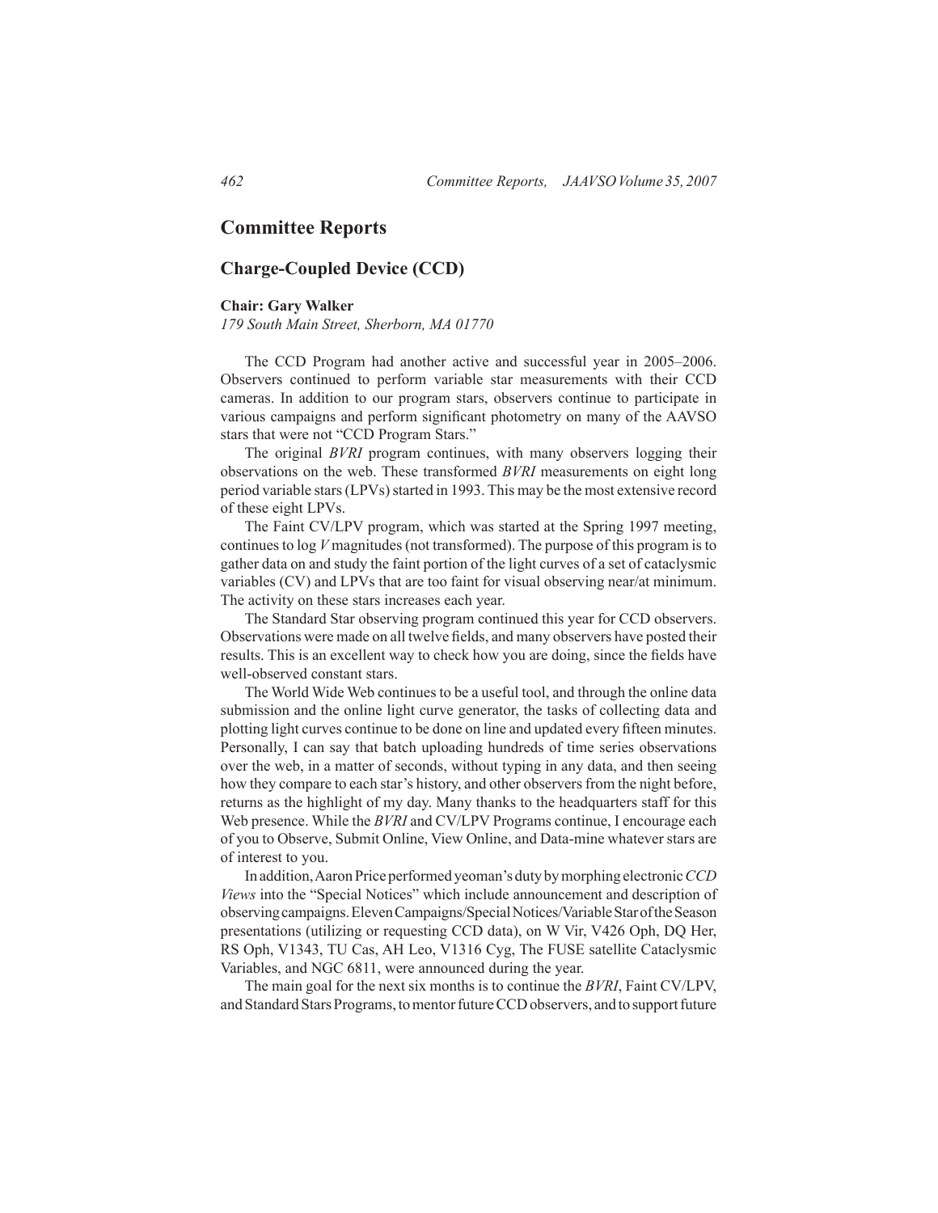# Committee Reports

## Charge-Coupled Device (CCD)

**Chair: Gary Walker**
*179 South Main Street, Sherborn, MA 01770*

The CCD Program had another active and successful year in 2005–2006. Observers continued to perform variable star measurements with their CCD cameras. In addition to our program stars, observers continue to participate in various campaigns and perform significant photometry on many of the AAVSO stars that were not "CCD Program Stars."

The original *BVRI* program continues, with many observers logging their observations on the web. These transformed *BVRI* measurements on eight long period variable stars (LPVs) started in 1993. This may be the most extensive record of these eight LPVs.

The Faint CV/LPV program, which was started at the Spring 1997 meeting, continues to log *V* magnitudes (not transformed). The purpose of this program is to gather data on and study the faint portion of the light curves of a set of cataclysmic variables (CV) and LPVs that are too faint for visual observing near/at minimum. The activity on these stars increases each year.

The Standard Star observing program continued this year for CCD observers. Observations were made on all twelve fields, and many observers have posted their results. This is an excellent way to check how you are doing, since the fields have well-observed constant stars.

The World Wide Web continues to be a useful tool, and through the online data submission and the online light curve generator, the tasks of collecting data and plotting light curves continue to be done on line and updated every fifteen minutes. Personally, I can say that batch uploading hundreds of time series observations over the web, in a matter of seconds, without typing in any data, and then seeing how they compare to each star's history, and other observers from the night before, returns as the highlight of my day. Many thanks to the headquarters staff for this Web presence. While the *BVRI* and CV/LPV Programs continue, I encourage each of you to Observe, Submit Online, View Online, and Data-mine whatever stars are of interest to you.

In addition, Aaron Price performed yeoman's duty by morphing electronic *CCD Views* into the "Special Notices" which include announcement and description of observing campaigns. Eleven Campaigns/Special Notices/Variable Star of the Season presentations (utilizing or requesting CCD data), on W Vir, V426 Oph, DQ Her, RS Oph, V1343, TU Cas, AH Leo, V1316 Cyg, The FUSE satellite Cataclysmic Variables, and NGC 6811, were announced during the year.

The main goal for the next six months is to continue the *BVRI*, Faint CV/LPV, and Standard Stars Programs, to mentor future CCD observers, and to support future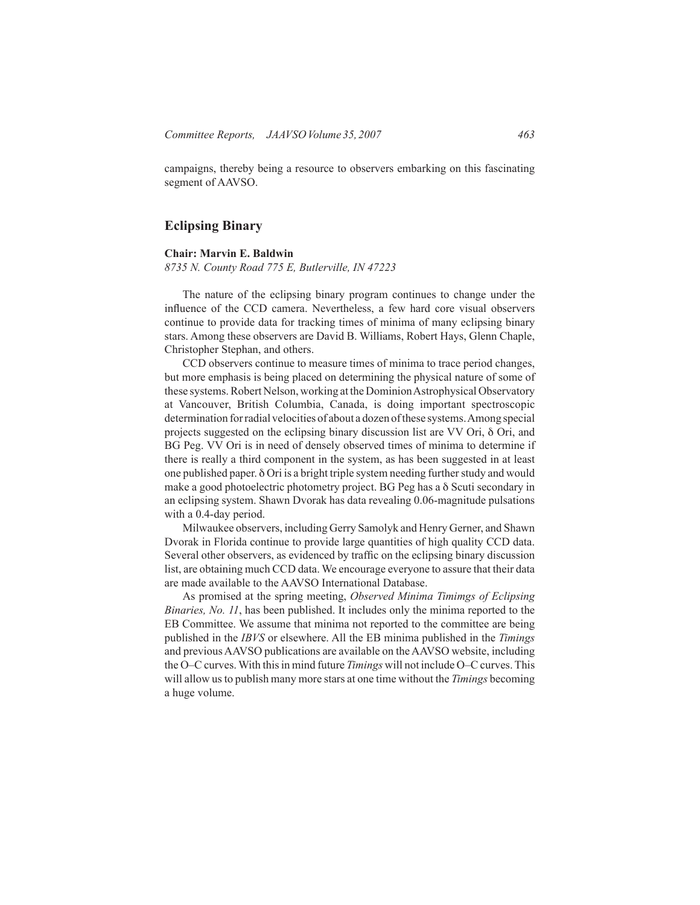campaigns, thereby being a resource to observers embarking on this fascinating segment of AAVSO.

## Eclipsing Binary

**Chair: Marvin E. Baldwin**

*8735 N. County Road 775 E, Butlerville, IN 47223*

The nature of the eclipsing binary program continues to change under the influence of the CCD camera. Nevertheless, a few hard core visual observers continue to provide data for tracking times of minima of many eclipsing binary stars. Among these observers are David B. Williams, Robert Hays, Glenn Chaple, Christopher Stephan, and others.

CCD observers continue to measure times of minima to trace period changes, but more emphasis is being placed on determining the physical nature of some of these systems. Robert Nelson, working at the Dominion Astrophysical Observatory at Vancouver, British Columbia, Canada, is doing important spectroscopic determination for radial velocities of about a dozen of these systems. Among special projects suggested on the eclipsing binary discussion list are VV Ori, δ Ori, and BG Peg. VV Ori is in need of densely observed times of minima to determine if there is really a third component in the system, as has been suggested in at least one published paper. δ Ori is a bright triple system needing further study and would make a good photoelectric photometry project. BG Peg has a δ Scuti secondary in an eclipsing system. Shawn Dvorak has data revealing 0.06-magnitude pulsations with a 0.4-day period.

Milwaukee observers, including Gerry Samolyk and Henry Gerner, and Shawn Dvorak in Florida continue to provide large quantities of high quality CCD data. Several other observers, as evidenced by traffic on the eclipsing binary discussion list, are obtaining much CCD data. We encourage everyone to assure that their data are made available to the AAVSO International Database.

As promised at the spring meeting, *Observed Minima Timimgs of Eclipsing Binaries, No. 11*, has been published. It includes only the minima reported to the EB Committee. We assume that minima not reported to the committee are being published in the *IBVS* or elsewhere. All the EB minima published in the *Timings* and previous AAVSO publications are available on the AAVSO website, including the O–C curves. With this in mind future *Timings* will not include O–C curves. This will allow us to publish many more stars at one time without the *Timings* becoming a huge volume.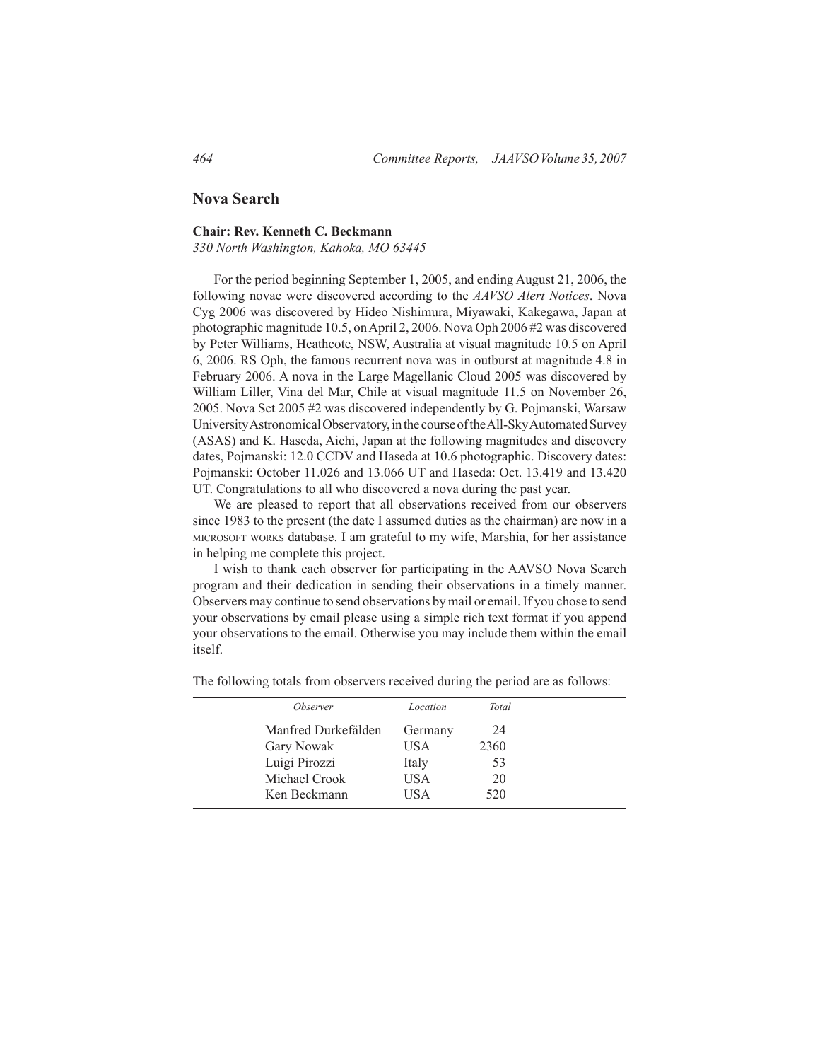## Nova Search

**Chair: Rev. Kenneth C. Beckmann**
*330 North Washington, Kahoka, MO 63445*

For the period beginning September 1, 2005, and ending August 21, 2006, the following novae were discovered according to the *AAVSO Alert Notices*. Nova Cyg 2006 was discovered by Hideo Nishimura, Miyawaki, Kakegawa, Japan at photographic magnitude 10.5, on April 2, 2006. Nova Oph 2006 #2 was discovered by Peter Williams, Heathcote, NSW, Australia at visual magnitude 10.5 on April 6, 2006. RS Oph, the famous recurrent nova was in outburst at magnitude 4.8 in February 2006. A nova in the Large Magellanic Cloud 2005 was discovered by William Liller, Vina del Mar, Chile at visual magnitude 11.5 on November 26, 2005. Nova Sct 2005 #2 was discovered independently by G. Pojmanski, Warsaw University Astronomical Observatory, in the course of the All-Sky Automated Survey (ASAS) and K. Haseda, Aichi, Japan at the following magnitudes and discovery dates, Pojmanski: 12.0 CCDV and Haseda at 10.6 photographic. Discovery dates: Pojmanski: October 11.026 and 13.066 UT and Haseda: Oct. 13.419 and 13.420 UT. Congratulations to all who discovered a nova during the past year.

We are pleased to report that all observations received from our observers since 1983 to the present (the date I assumed duties as the chairman) are now in a MICROSOFT WORKS database. I am grateful to my wife, Marshia, for her assistance in helping me complete this project.

I wish to thank each observer for participating in the AAVSO Nova Search program and their dedication in sending their observations in a timely manner. Observers may continue to send observations by mail or email. If you chose to send your observations by email please using a simple rich text format if you append your observations to the email. Otherwise you may include them within the email itself.

The following totals from observers received during the period are as follows:

| *Observer* | *Location* | *Total* |
|---|---|---|
| Manfred Durkefälden | Germany | 24 |
| Gary Nowak | USA | 2360 |
| Luigi Pirozzi | Italy | 53 |
| Michael Crook | USA | 20 |
| Ken Beckmann | USA | 520 |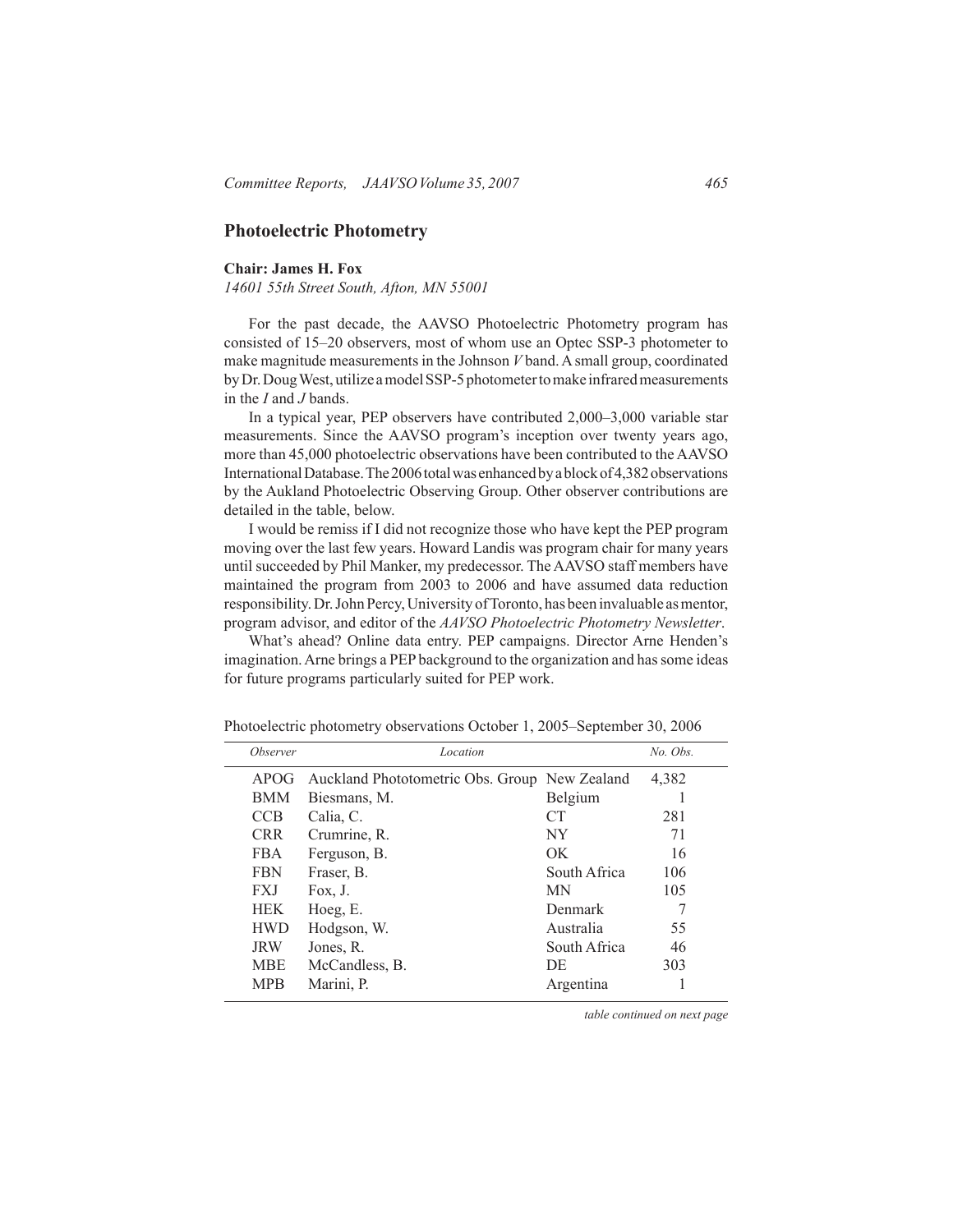## Photoelectric Photometry

**Chair: James H. Fox**

*14601 55th Street South, Afton, MN 55001*

For the past decade, the AAVSO Photoelectric Photometry program has consisted of 15–20 observers, most of whom use an Optec SSP-3 photometer to make magnitude measurements in the Johnson *V* band. A small group, coordinated by Dr. Doug West, utilize a model SSP-5 photometer to make infrared measurements in the *I* and *J* bands.

In a typical year, PEP observers have contributed 2,000–3,000 variable star measurements. Since the AAVSO program's inception over twenty years ago, more than 45,000 photoelectric observations have been contributed to the AAVSO International Database. The 2006 total was enhanced by a block of 4,382 observations by the Aukland Photoelectric Observing Group. Other observer contributions are detailed in the table, below.

I would be remiss if I did not recognize those who have kept the PEP program moving over the last few years. Howard Landis was program chair for many years until succeeded by Phil Manker, my predecessor. The AAVSO staff members have maintained the program from 2003 to 2006 and have assumed data reduction responsibility. Dr. John Percy, University of Toronto, has been invaluable as mentor, program advisor, and editor of the *AAVSO Photoelectric Photometry Newsletter*.

What's ahead? Online data entry. PEP campaigns. Director Arne Henden's imagination. Arne brings a PEP background to the organization and has some ideas for future programs particularly suited for PEP work.

Photoelectric photometry observations October 1, 2005–September 30, 2006

| *Observer* | *Location* | | *No. Obs.* |
|---|---|---|---|
| APOG | Auckland Phototometric Obs. Group | New Zealand | 4,382 |
| BMM | Biesmans, M. | Belgium | 1 |
| CCB | Calia, C. | CT | 281 |
| CRR | Crumrine, R. | NY | 71 |
| FBA | Ferguson, B. | OK | 16 |
| FBN | Fraser, B. | South Africa | 106 |
| FXJ | Fox, J. | MN | 105 |
| HEK | Hoeg, E. | Denmark | 7 |
| HWD | Hodgson, W. | Australia | 55 |
| JRW | Jones, R. | South Africa | 46 |
| MBE | McCandless, B. | DE | 303 |
| MPB | Marini, P. | Argentina | 1 |

*table continued on next page*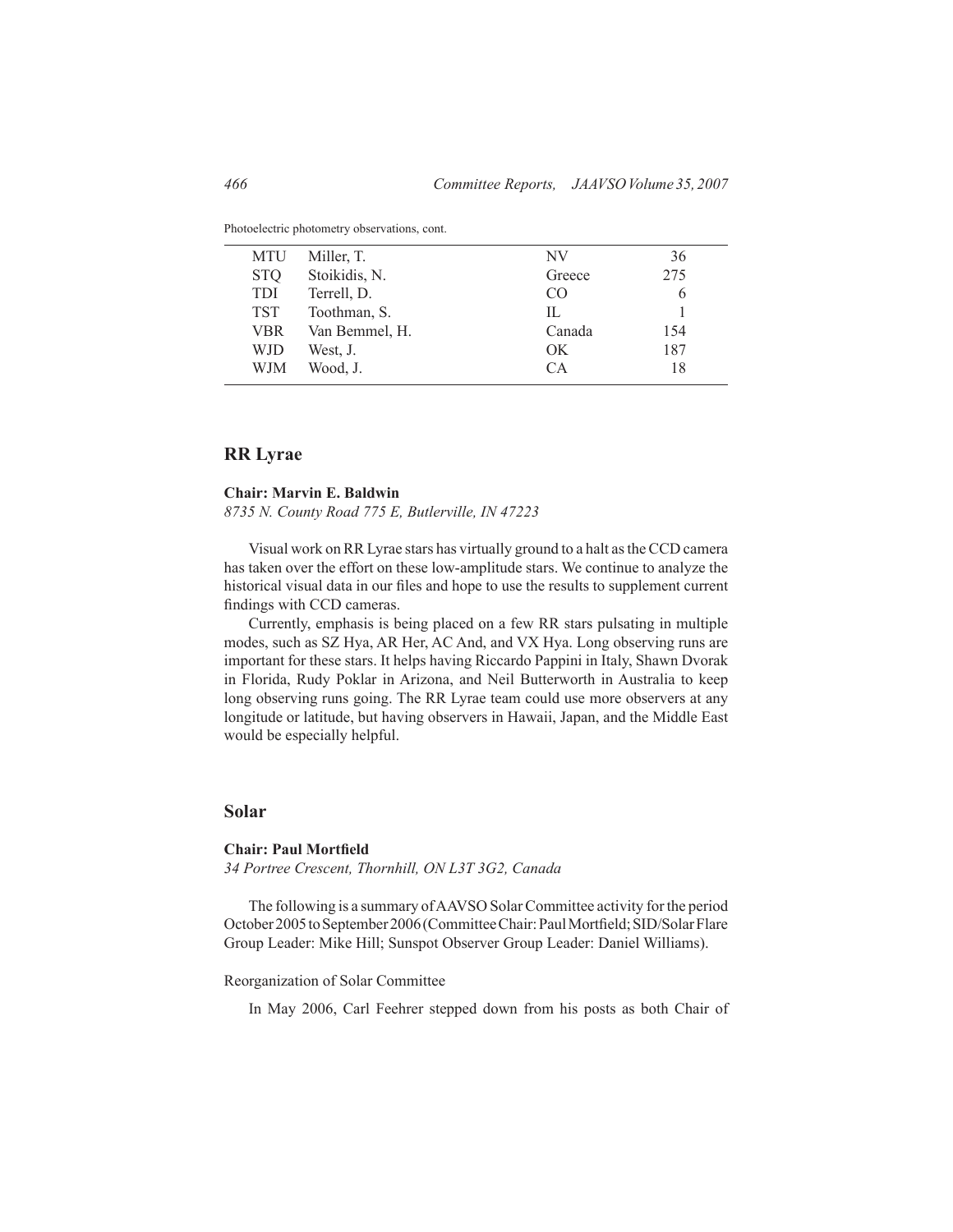Photoelectric photometry observations, cont.

| | | | |
|---|---|---|---|
| MTU | Miller, T. | NV | 36 |
| STQ | Stoikidis, N. | Greece | 275 |
| TDI | Terrell, D. | CO | 6 |
| TST | Toothman, S. | IL | 1 |
| VBR | Van Bemmel, H. | Canada | 154 |
| WJD | West, J. | OK | 187 |
| WJM | Wood, J. | CA | 18 |

## RR Lyrae

**Chair: Marvin E. Baldwin**

*8735 N. County Road 775 E, Butlerville, IN 47223*

Visual work on RR Lyrae stars has virtually ground to a halt as the CCD camera has taken over the effort on these low-amplitude stars. We continue to analyze the historical visual data in our files and hope to use the results to supplement current findings with CCD cameras.

Currently, emphasis is being placed on a few RR stars pulsating in multiple modes, such as SZ Hya, AR Her, AC And, and VX Hya. Long observing runs are important for these stars. It helps having Riccardo Pappini in Italy, Shawn Dvorak in Florida, Rudy Poklar in Arizona, and Neil Butterworth in Australia to keep long observing runs going. The RR Lyrae team could use more observers at any longitude or latitude, but having observers in Hawaii, Japan, and the Middle East would be especially helpful.

## Solar

**Chair: Paul Mortfield**

*34 Portree Crescent, Thornhill, ON L3T 3G2, Canada*

The following is a summary of AAVSO Solar Committee activity for the period October 2005 to September 2006 (Committee Chair: Paul Mortfield; SID/Solar Flare Group Leader: Mike Hill; Sunspot Observer Group Leader: Daniel Williams).

Reorganization of Solar Committee

In May 2006, Carl Feehrer stepped down from his posts as both Chair of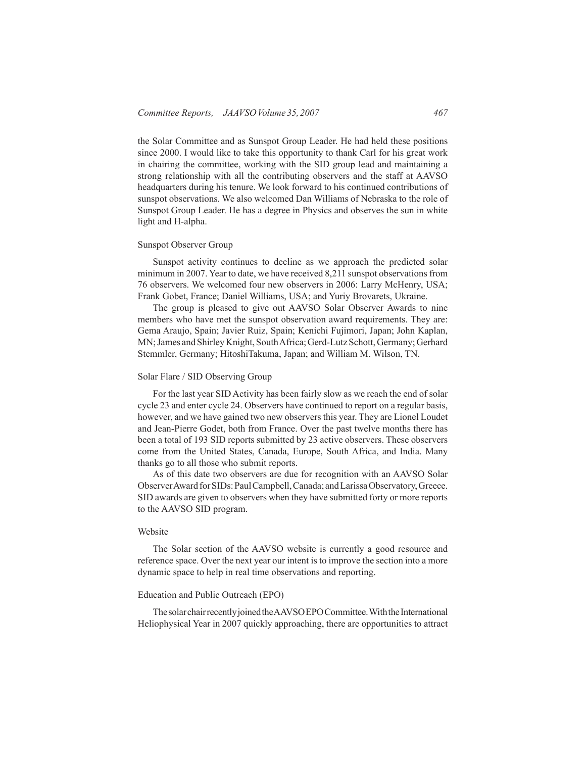the Solar Committee and as Sunspot Group Leader. He had held these positions since 2000. I would like to take this opportunity to thank Carl for his great work in chairing the committee, working with the SID group lead and maintaining a strong relationship with all the contributing observers and the staff at AAVSO headquarters during his tenure. We look forward to his continued contributions of sunspot observations. We also welcomed Dan Williams of Nebraska to the role of Sunspot Group Leader. He has a degree in Physics and observes the sun in white light and H-alpha.

### Sunspot Observer Group

Sunspot activity continues to decline as we approach the predicted solar minimum in 2007. Year to date, we have received 8,211 sunspot observations from 76 observers. We welcomed four new observers in 2006: Larry McHenry, USA; Frank Gobet, France; Daniel Williams, USA; and Yuriy Brovarets, Ukraine.

The group is pleased to give out AAVSO Solar Observer Awards to nine members who have met the sunspot observation award requirements. They are: Gema Araujo, Spain; Javier Ruiz, Spain; Kenichi Fujimori, Japan; John Kaplan, MN; James and Shirley Knight, South Africa; Gerd-Lutz Schott, Germany; Gerhard Stemmler, Germany; HitoshiTakuma, Japan; and William M. Wilson, TN.

### Solar Flare / SID Observing Group

For the last year SID Activity has been fairly slow as we reach the end of solar cycle 23 and enter cycle 24. Observers have continued to report on a regular basis, however, and we have gained two new observers this year. They are Lionel Loudet and Jean-Pierre Godet, both from France. Over the past twelve months there has been a total of 193 SID reports submitted by 23 active observers. These observers come from the United States, Canada, Europe, South Africa, and India. Many thanks go to all those who submit reports.

As of this date two observers are due for recognition with an AAVSO Solar Observer Award for SIDs: Paul Campbell, Canada; and Larissa Observatory, Greece. SID awards are given to observers when they have submitted forty or more reports to the AAVSO SID program.

### Website

The Solar section of the AAVSO website is currently a good resource and reference space. Over the next year our intent is to improve the section into a more dynamic space to help in real time observations and reporting.

### Education and Public Outreach (EPO)

The solar chair recently joined the AAVSO EPO Committee. With the International Heliophysical Year in 2007 quickly approaching, there are opportunities to attract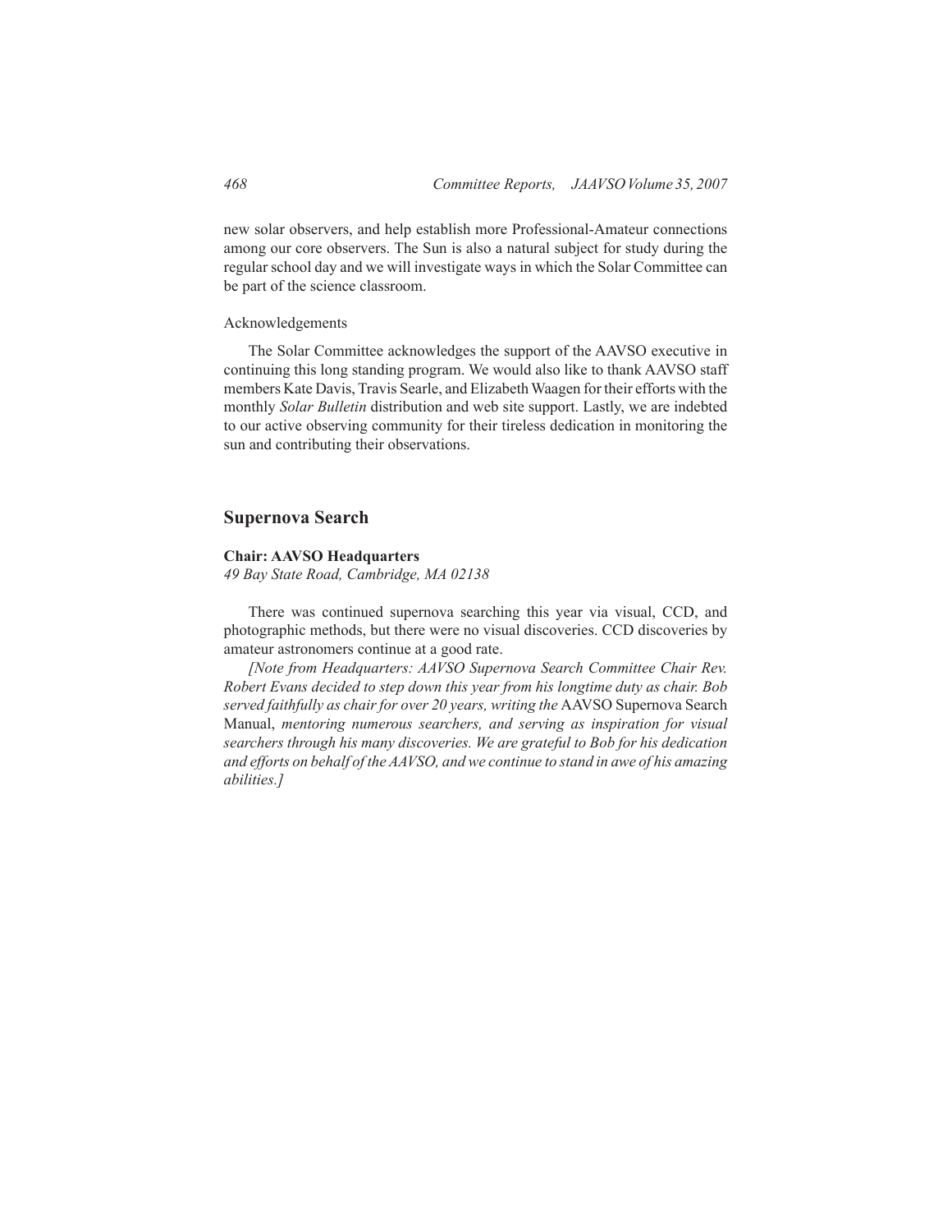new solar observers, and help establish more Professional-Amateur connections among our core observers. The Sun is also a natural subject for study during the regular school day and we will investigate ways in which the Solar Committee can be part of the science classroom.

Acknowledgements

The Solar Committee acknowledges the support of the AAVSO executive in continuing this long standing program. We would also like to thank AAVSO staff members Kate Davis, Travis Searle, and Elizabeth Waagen for their efforts with the monthly *Solar Bulletin* distribution and web site support. Lastly, we are indebted to our active observing community for their tireless dedication in monitoring the sun and contributing their observations.

## Supernova Search

**Chair: AAVSO Headquarters**
*49 Bay State Road, Cambridge, MA 02138*

There was continued supernova searching this year via visual, CCD, and photographic methods, but there were no visual discoveries. CCD discoveries by amateur astronomers continue at a good rate.

*[Note from Headquarters: AAVSO Supernova Search Committee Chair Rev. Robert Evans decided to step down this year from his longtime duty as chair. Bob served faithfully as chair for over 20 years, writing the* AAVSO Supernova Search Manual, *mentoring numerous searchers, and serving as inspiration for visual searchers through his many discoveries. We are grateful to Bob for his dedication and efforts on behalf of the AAVSO, and we continue to stand in awe of his amazing abilities.]*